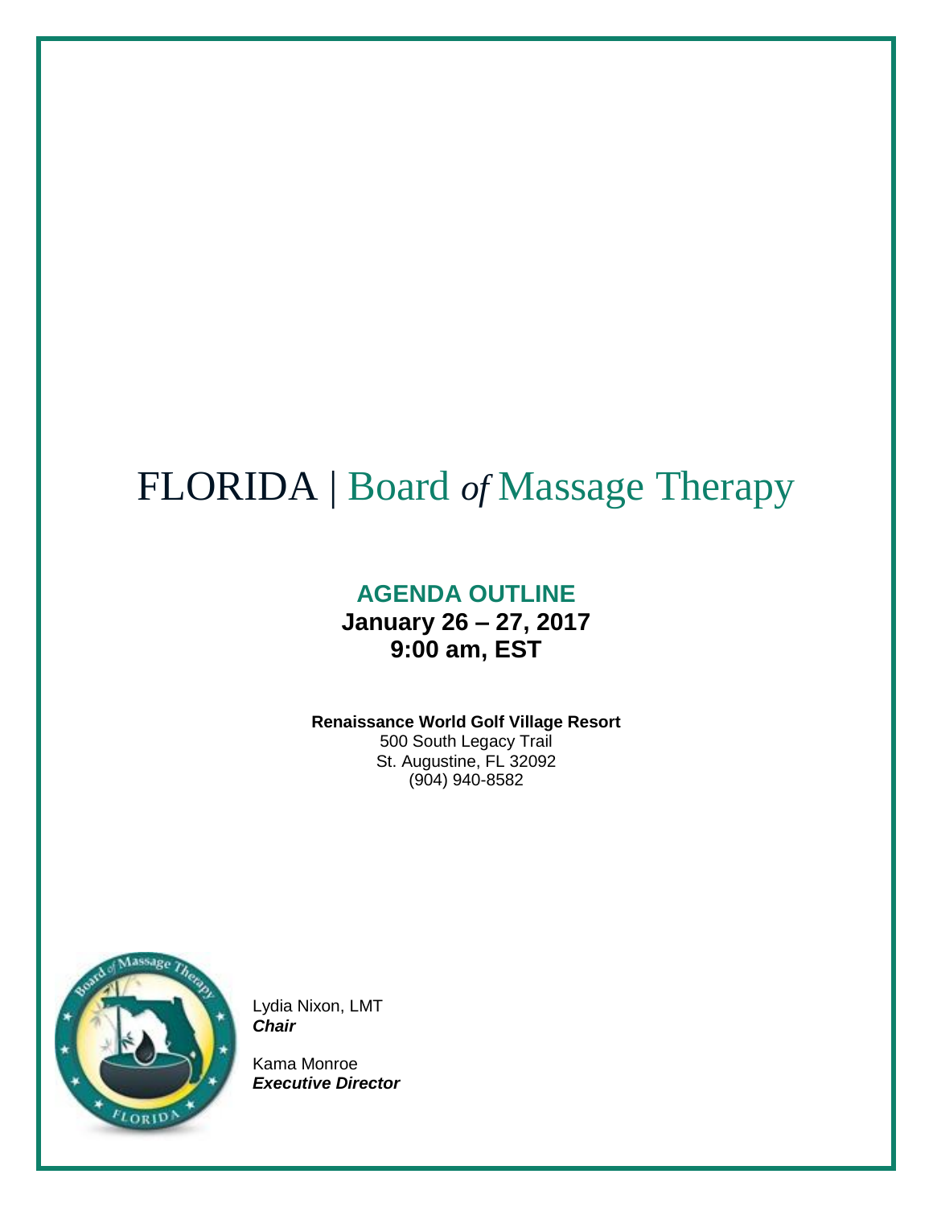# FLORIDA | Board *of* Massage Therapy

## AGENDA OUTLINE

**January 26 – 27, 2017**
**9:00 am, EST**

**Renaissance World Golf Village Resort**
500 South Legacy Trail
St. Augustine, FL 32092
(904) 940-8582

Lydia Nixon, LMT
***Chair***

Kama Monroe
***Executive Director***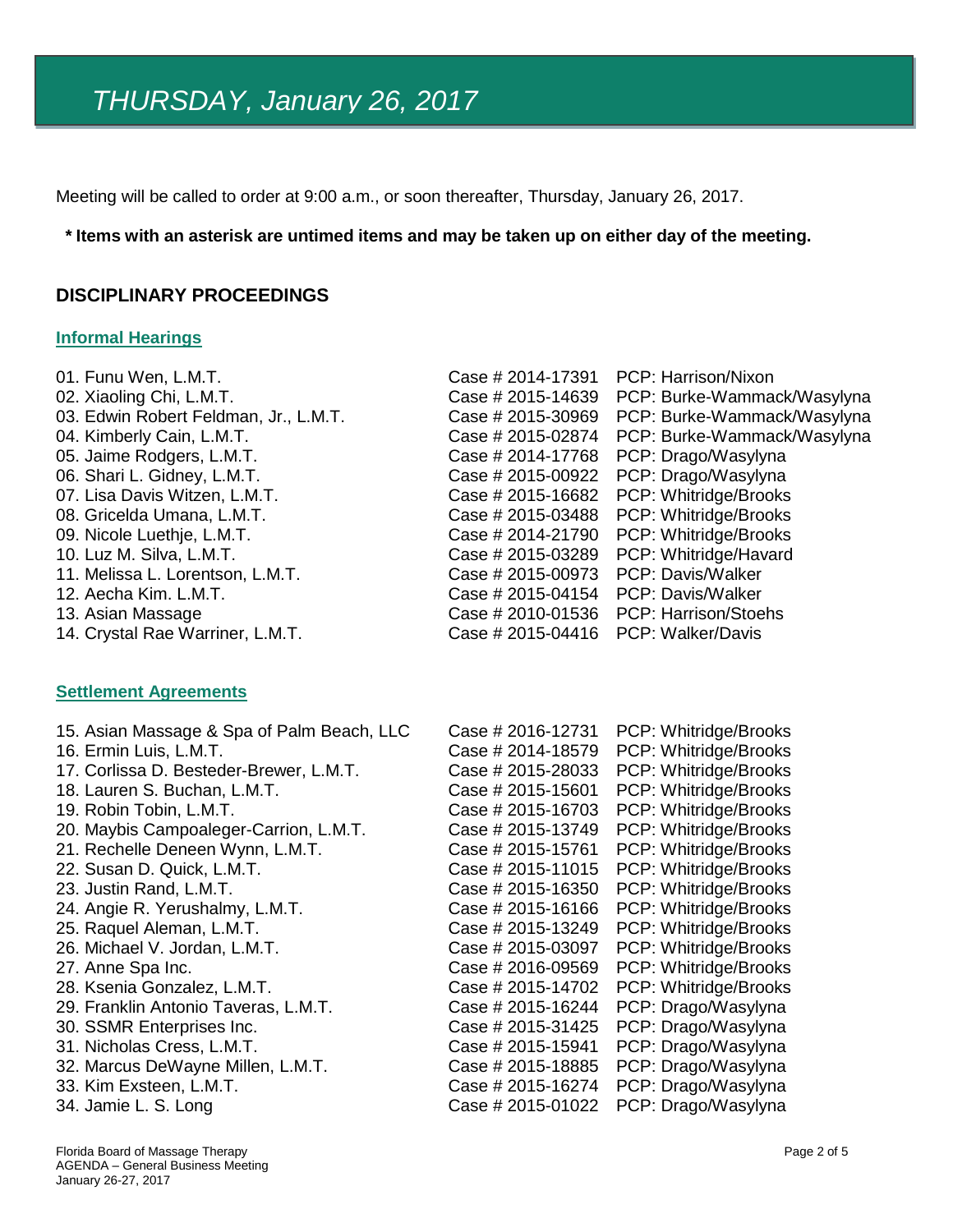# *THURSDAY, January 26, 2017*

Meeting will be called to order at 9:00 a.m., or soon thereafter, Thursday, January 26, 2017.

**\* Items with an asterisk are untimed items and may be taken up on either day of the meeting.**

## DISCIPLINARY PROCEEDINGS

### Informal Hearings

| | | |
|---|---|---|
| 01. Funu Wen, L.M.T. | Case # 2014-17391 | PCP: Harrison/Nixon |
| 02. Xiaoling Chi, L.M.T. | Case # 2015-14639 | PCP: Burke-Wammack/Wasylyna |
| 03. Edwin Robert Feldman, Jr., L.M.T. | Case # 2015-30969 | PCP: Burke-Wammack/Wasylyna |
| 04. Kimberly Cain, L.M.T. | Case # 2015-02874 | PCP: Burke-Wammack/Wasylyna |
| 05. Jaime Rodgers, L.M.T. | Case # 2014-17768 | PCP: Drago/Wasylyna |
| 06. Shari L. Gidney, L.M.T. | Case # 2015-00922 | PCP: Drago/Wasylyna |
| 07. Lisa Davis Witzen, L.M.T. | Case # 2015-16682 | PCP: Whitridge/Brooks |
| 08. Gricelda Umana, L.M.T. | Case # 2015-03488 | PCP: Whitridge/Brooks |
| 09. Nicole Luethje, L.M.T. | Case # 2014-21790 | PCP: Whitridge/Brooks |
| 10. Luz M. Silva, L.M.T. | Case # 2015-03289 | PCP: Whitridge/Havard |
| 11. Melissa L. Lorentson, L.M.T. | Case # 2015-00973 | PCP: Davis/Walker |
| 12. Aecha Kim. L.M.T. | Case # 2015-04154 | PCP: Davis/Walker |
| 13. Asian Massage | Case # 2010-01536 | PCP: Harrison/Stoehs |
| 14. Crystal Rae Warriner, L.M.T. | Case # 2015-04416 | PCP: Walker/Davis |

### Settlement Agreements

| | | |
|---|---|---|
| 15. Asian Massage & Spa of Palm Beach, LLC | Case # 2016-12731 | PCP: Whitridge/Brooks |
| 16. Ermin Luis, L.M.T. | Case # 2014-18579 | PCP: Whitridge/Brooks |
| 17. Corlissa D. Besteder-Brewer, L.M.T. | Case # 2015-28033 | PCP: Whitridge/Brooks |
| 18. Lauren S. Buchan, L.M.T. | Case # 2015-15601 | PCP: Whitridge/Brooks |
| 19. Robin Tobin, L.M.T. | Case # 2015-16703 | PCP: Whitridge/Brooks |
| 20. Maybis Campoaleger-Carrion, L.M.T. | Case # 2015-13749 | PCP: Whitridge/Brooks |
| 21. Rechelle Deneen Wynn, L.M.T. | Case # 2015-15761 | PCP: Whitridge/Brooks |
| 22. Susan D. Quick, L.M.T. | Case # 2015-11015 | PCP: Whitridge/Brooks |
| 23. Justin Rand, L.M.T. | Case # 2015-16350 | PCP: Whitridge/Brooks |
| 24. Angie R. Yerushalmy, L.M.T. | Case # 2015-16166 | PCP: Whitridge/Brooks |
| 25. Raquel Aleman, L.M.T. | Case # 2015-13249 | PCP: Whitridge/Brooks |
| 26. Michael V. Jordan, L.M.T. | Case # 2015-03097 | PCP: Whitridge/Brooks |
| 27. Anne Spa Inc. | Case # 2016-09569 | PCP: Whitridge/Brooks |
| 28. Ksenia Gonzalez, L.M.T. | Case # 2015-14702 | PCP: Whitridge/Brooks |
| 29. Franklin Antonio Taveras, L.M.T. | Case # 2015-16244 | PCP: Drago/Wasylyna |
| 30. SSMR Enterprises Inc. | Case # 2015-31425 | PCP: Drago/Wasylyna |
| 31. Nicholas Cress, L.M.T. | Case # 2015-15941 | PCP: Drago/Wasylyna |
| 32. Marcus DeWayne Millen, L.M.T. | Case # 2015-18885 | PCP: Drago/Wasylyna |
| 33. Kim Exsteen, L.M.T. | Case # 2015-16274 | PCP: Drago/Wasylyna |
| 34. Jamie L. S. Long | Case # 2015-01022 | PCP: Drago/Wasylyna |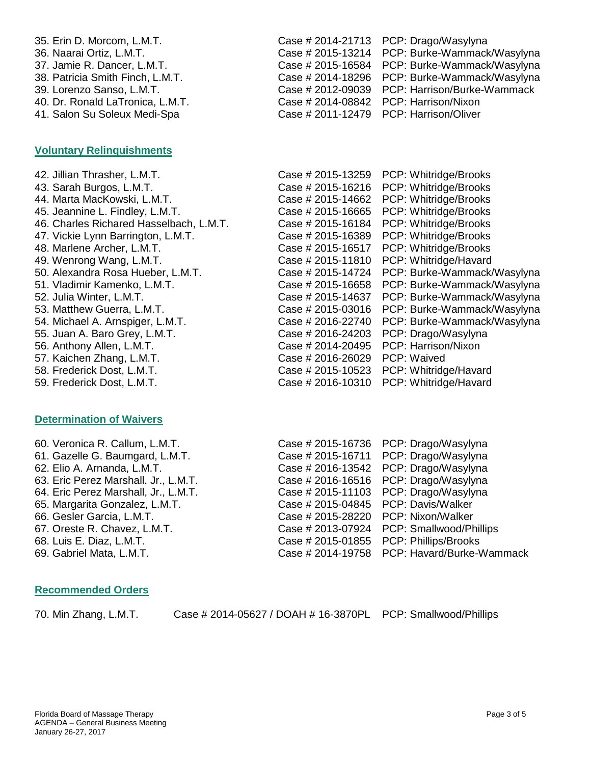35. Erin D. Morcom, L.M.T. Case # 2014-21713 PCP: Drago/Wasylyna
36. Naarai Ortiz, L.M.T. Case # 2015-13214 PCP: Burke-Wammack/Wasylyna
37. Jamie R. Dancer, L.M.T. Case # 2015-16584 PCP: Burke-Wammack/Wasylyna
38. Patricia Smith Finch, L.M.T. Case # 2014-18296 PCP: Burke-Wammack/Wasylyna
39. Lorenzo Sanso, L.M.T. Case # 2012-09039 PCP: Harrison/Burke-Wammack
40. Dr. Ronald LaTronica, L.M.T. Case # 2014-08842 PCP: Harrison/Nixon
41. Salon Su Soleux Medi-Spa Case # 2011-12479 PCP: Harrison/Oliver

## Voluntary Relinquishments

42. Jillian Thrasher, L.M.T. Case # 2015-13259 PCP: Whitridge/Brooks
43. Sarah Burgos, L.M.T. Case # 2015-16216 PCP: Whitridge/Brooks
44. Marta MacKowski, L.M.T. Case # 2015-14662 PCP: Whitridge/Brooks
45. Jeannine L. Findley, L.M.T. Case # 2015-16665 PCP: Whitridge/Brooks
46. Charles Richared Hasselbach, L.M.T. Case # 2015-16184 PCP: Whitridge/Brooks
47. Vickie Lynn Barrington, L.M.T. Case # 2015-16389 PCP: Whitridge/Brooks
48. Marlene Archer, L.M.T. Case # 2015-16517 PCP: Whitridge/Brooks
49. Wenrong Wang, L.M.T. Case # 2015-11810 PCP: Whitridge/Havard
50. Alexandra Rosa Hueber, L.M.T. Case # 2015-14724 PCP: Burke-Wammack/Wasylyna
51. Vladimir Kamenko, L.M.T. Case # 2015-16658 PCP: Burke-Wammack/Wasylyna
52. Julia Winter, L.M.T. Case # 2015-14637 PCP: Burke-Wammack/Wasylyna
53. Matthew Guerra, L.M.T. Case # 2015-03016 PCP: Burke-Wammack/Wasylyna
54. Michael A. Arnspiger, L.M.T. Case # 2016-22740 PCP: Burke-Wammack/Wasylyna
55. Juan A. Baro Grey, L.M.T. Case # 2016-24203 PCP: Drago/Wasylyna
56. Anthony Allen, L.M.T. Case # 2014-20495 PCP: Harrison/Nixon
57. Kaichen Zhang, L.M.T. Case # 2016-26029 PCP: Waived
58. Frederick Dost, L.M.T. Case # 2015-10523 PCP: Whitridge/Havard
59. Frederick Dost, L.M.T. Case # 2016-10310 PCP: Whitridge/Havard

## Determination of Waivers

60. Veronica R. Callum, L.M.T. Case # 2015-16736 PCP: Drago/Wasylyna
61. Gazelle G. Baumgard, L.M.T. Case # 2015-16711 PCP: Drago/Wasylyna
62. Elio A. Arnanda, L.M.T. Case # 2016-13542 PCP: Drago/Wasylyna
63. Eric Perez Marshall. Jr., L.M.T. Case # 2016-16516 PCP: Drago/Wasylyna
64. Eric Perez Marshall, Jr., L.M.T. Case # 2015-11103 PCP: Drago/Wasylyna
65. Margarita Gonzalez, L.M.T. Case # 2015-04845 PCP: Davis/Walker
66. Gesler Garcia, L.M.T. Case # 2015-28220 PCP: Nixon/Walker
67. Oreste R. Chavez, L.M.T. Case # 2013-07924 PCP: Smallwood/Phillips
68. Luis E. Diaz, L.M.T. Case # 2015-01855 PCP: Phillips/Brooks
69. Gabriel Mata, L.M.T. Case # 2014-19758 PCP: Havard/Burke-Wammack

## Recommended Orders

70. Min Zhang, L.M.T. Case # 2014-05627 / DOAH # 16-3870PL PCP: Smallwood/Phillips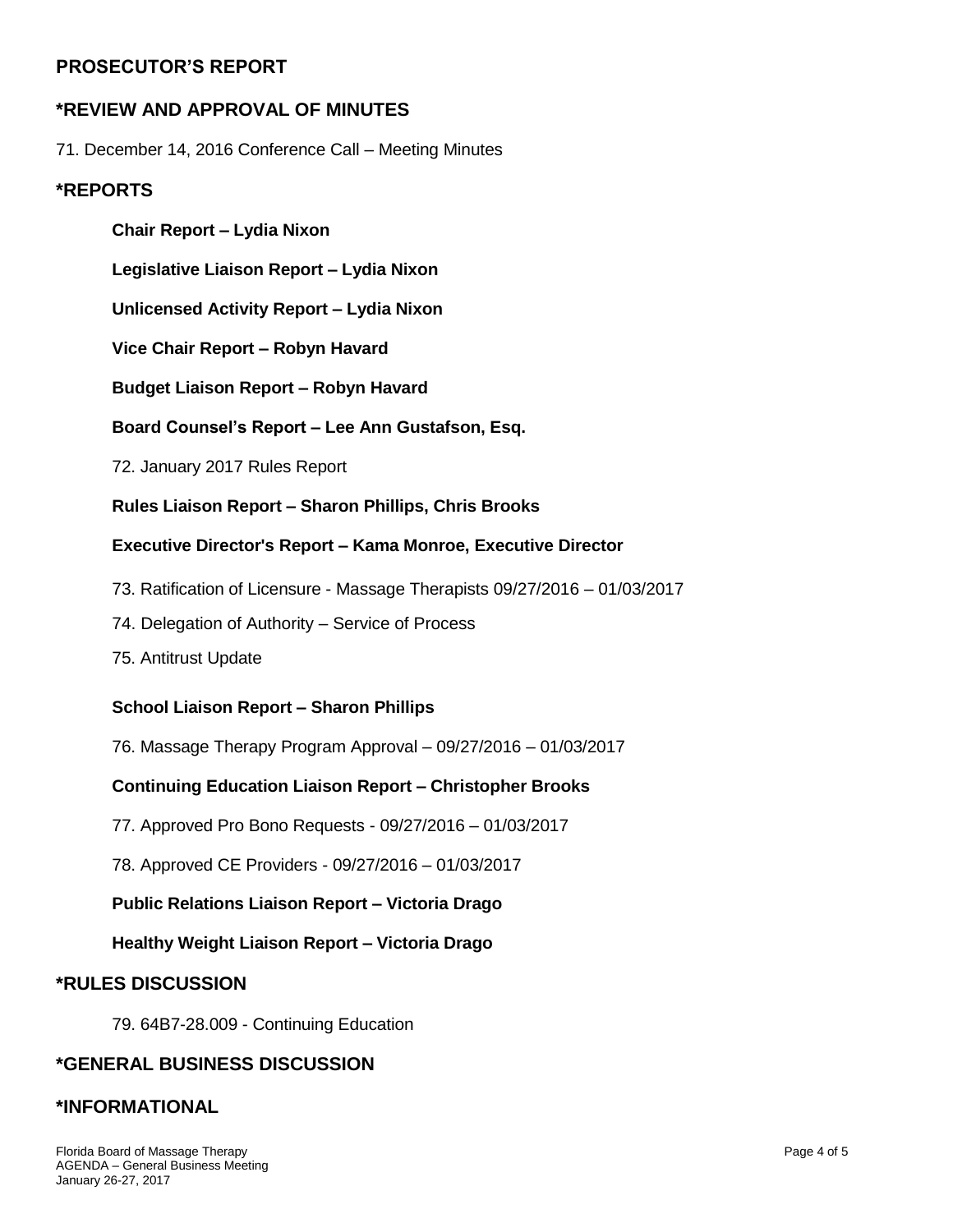## PROSECUTOR'S REPORT

## *REVIEW AND APPROVAL OF MINUTES

71. December 14, 2016 Conference Call – Meeting Minutes

## *REPORTS

**Chair Report – Lydia Nixon**

**Legislative Liaison Report – Lydia Nixon**

**Unlicensed Activity Report – Lydia Nixon**

**Vice Chair Report – Robyn Havard**

**Budget Liaison Report – Robyn Havard**

**Board Counsel's Report – Lee Ann Gustafson, Esq.**

72. January 2017 Rules Report

**Rules Liaison Report – Sharon Phillips, Chris Brooks**

**Executive Director's Report – Kama Monroe, Executive Director**

73. Ratification of Licensure - Massage Therapists 09/27/2016 – 01/03/2017

74. Delegation of Authority – Service of Process

75. Antitrust Update

**School Liaison Report – Sharon Phillips**

76. Massage Therapy Program Approval – 09/27/2016 – 01/03/2017

**Continuing Education Liaison Report – Christopher Brooks**

77. Approved Pro Bono Requests - 09/27/2016 – 01/03/2017

78. Approved CE Providers - 09/27/2016 – 01/03/2017

**Public Relations Liaison Report – Victoria Drago**

**Healthy Weight Liaison Report – Victoria Drago**

## *RULES DISCUSSION

79. 64B7-28.009 - Continuing Education

## *GENERAL BUSINESS DISCUSSION

## *INFORMATIONAL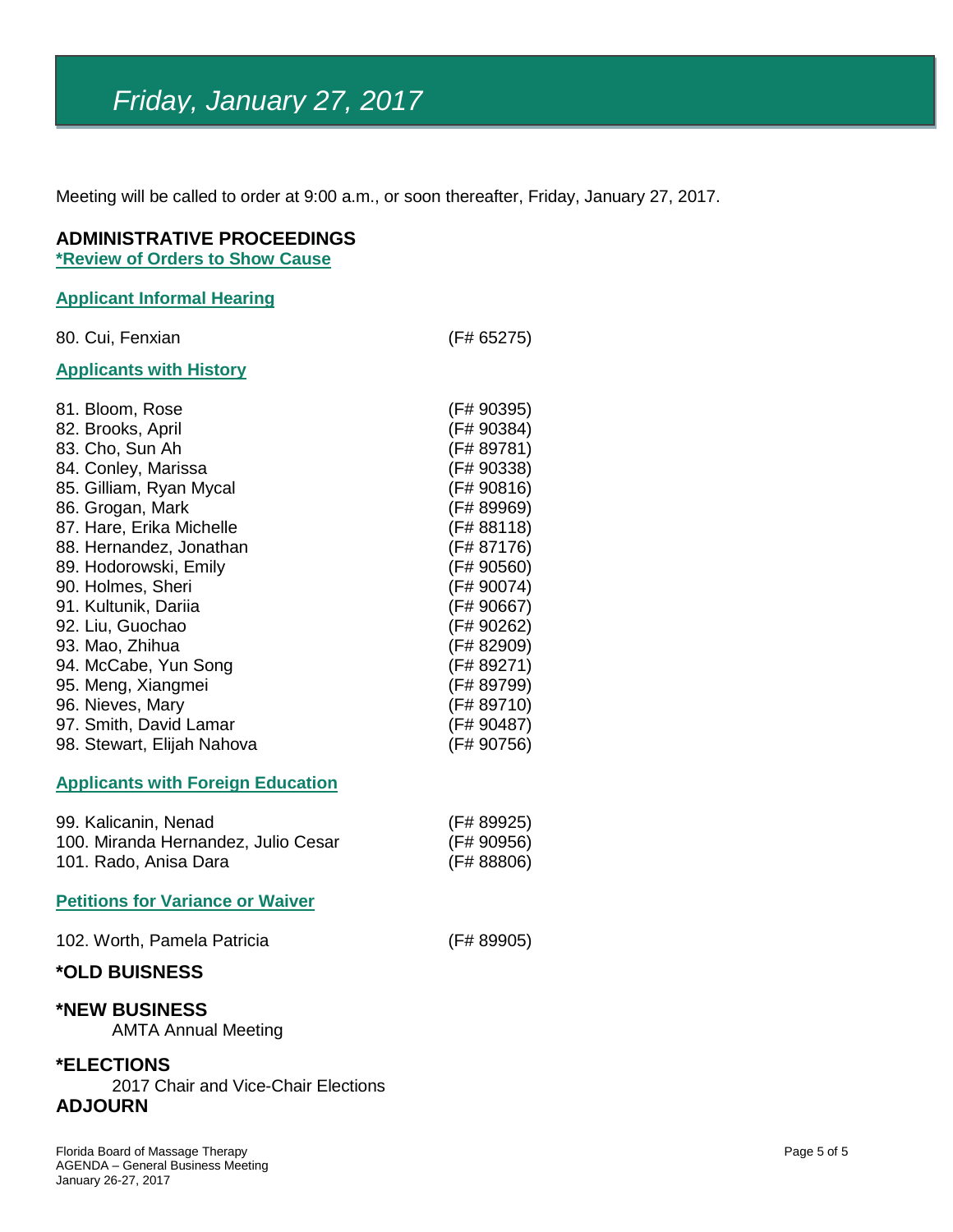# *Friday, January 27, 2017*

Meeting will be called to order at 9:00 a.m., or soon thereafter, Friday, January 27, 2017.

## ADMINISTRATIVE PROCEEDINGS

**\*Review of Orders to Show Cause**

**Applicant Informal Hearing**

| | |
|---|---|
| 80. Cui, Fenxian | (F# 65275) |

**Applicants with History**

| | |
|---|---|
| 81. Bloom, Rose | (F# 90395) |
| 82. Brooks, April | (F# 90384) |
| 83. Cho, Sun Ah | (F# 89781) |
| 84. Conley, Marissa | (F# 90338) |
| 85. Gilliam, Ryan Mycal | (F# 90816) |
| 86. Grogan, Mark | (F# 89969) |
| 87. Hare, Erika Michelle | (F# 88118) |
| 88. Hernandez, Jonathan | (F# 87176) |
| 89. Hodorowski, Emily | (F# 90560) |
| 90. Holmes, Sheri | (F# 90074) |
| 91. Kultunik, Dariia | (F# 90667) |
| 92. Liu, Guochao | (F# 90262) |
| 93. Mao, Zhihua | (F# 82909) |
| 94. McCabe, Yun Song | (F# 89271) |
| 95. Meng, Xiangmei | (F# 89799) |
| 96. Nieves, Mary | (F# 89710) |
| 97. Smith, David Lamar | (F# 90487) |
| 98. Stewart, Elijah Nahova | (F# 90756) |

**Applicants with Foreign Education**

| | |
|---|---|
| 99. Kalicanin, Nenad | (F# 89925) |
| 100. Miranda Hernandez, Julio Cesar | (F# 90956) |
| 101. Rado, Anisa Dara | (F# 88806) |

**Petitions for Variance or Waiver**

| | |
|---|---|
| 102. Worth, Pamela Patricia | (F# 89905) |

## \*OLD BUISNESS

## \*NEW BUSINESS

AMTA Annual Meeting

## \*ELECTIONS

2017 Chair and Vice-Chair Elections

## ADJOURN